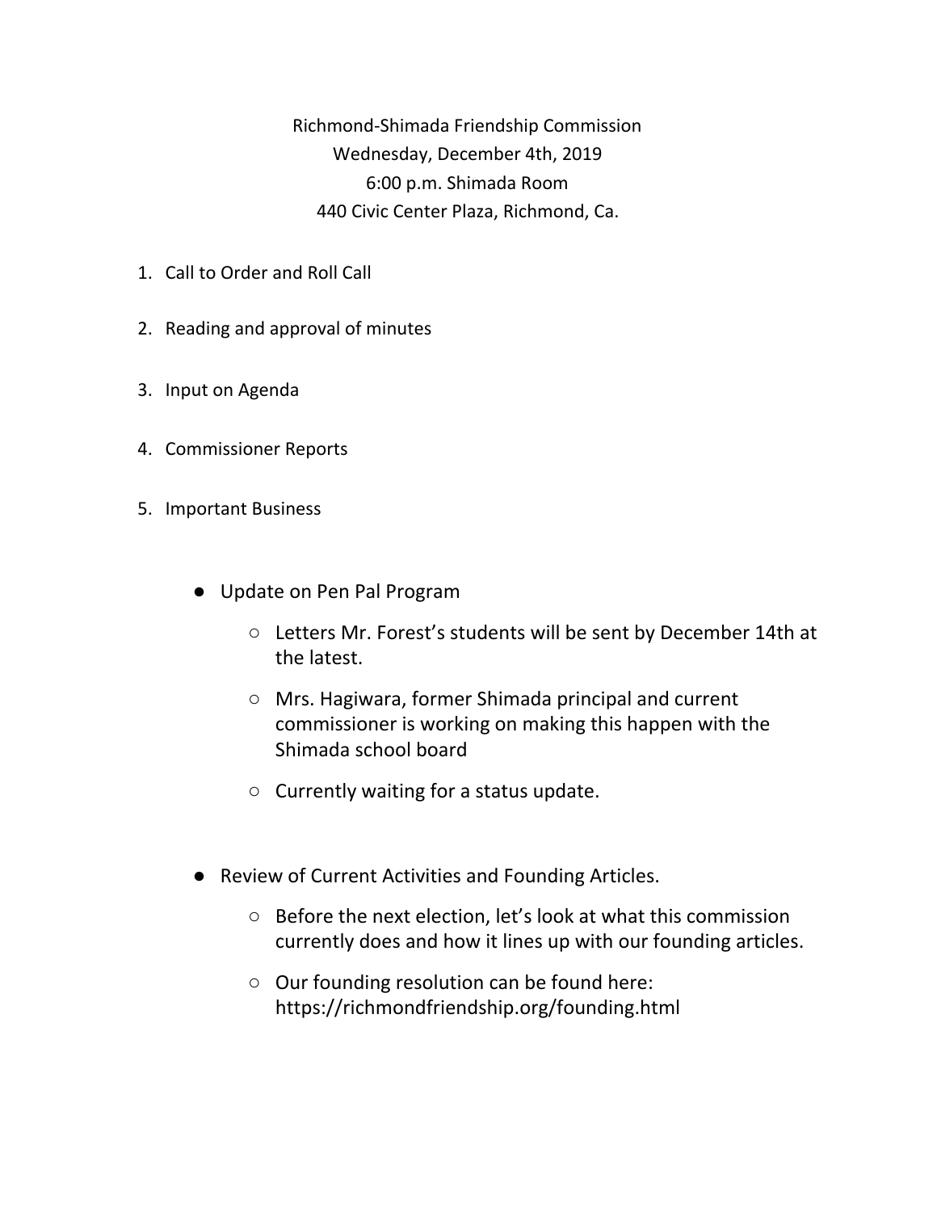Richmond-Shimada Friendship Commission
Wednesday, December 4th, 2019
6:00 p.m. Shimada Room
440 Civic Center Plaza, Richmond, Ca.

1. Call to Order and Roll Call

2. Reading and approval of minutes

3. Input on Agenda

4. Commissioner Reports

5. Important Business

- Update on Pen Pal Program
    - Letters Mr. Forest's students will be sent by December 14th at the latest.
    - Mrs. Hagiwara, former Shimada principal and current commissioner is working on making this happen with the Shimada school board
    - Currently waiting for a status update.

- Review of Current Activities and Founding Articles.
    - Before the next election, let's look at what this commission currently does and how it lines up with our founding articles.
    - Our founding resolution can be found here: https://richmondfriendship.org/founding.html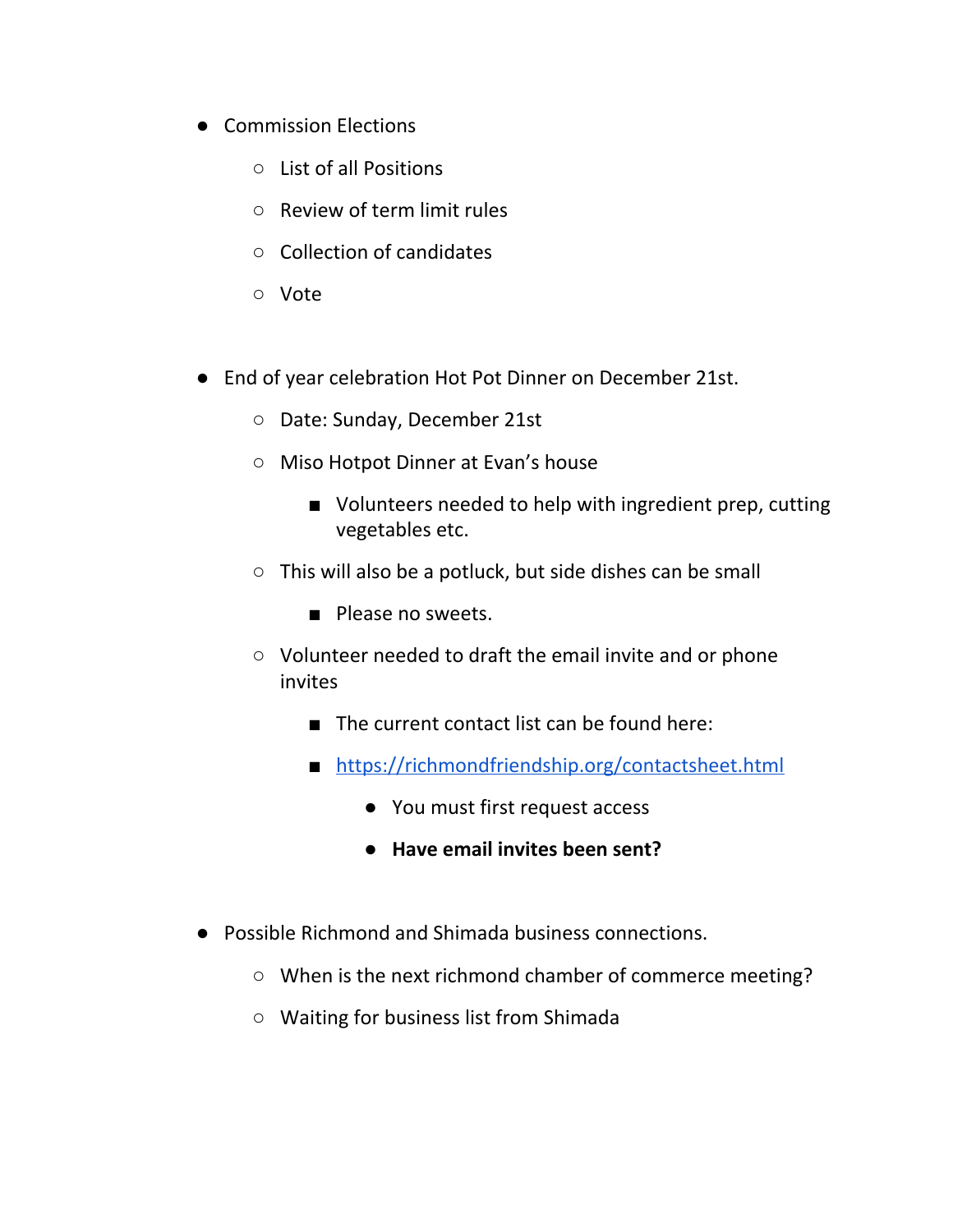- Commission Elections
  - List of all Positions
  - Review of term limit rules
  - Collection of candidates
  - Vote

- End of year celebration Hot Pot Dinner on December 21st.
  - Date: Sunday, December 21st
  - Miso Hotpot Dinner at Evan's house
    - Volunteers needed to help with ingredient prep, cutting vegetables etc.
  - This will also be a potluck, but side dishes can be small
    - Please no sweets.
  - Volunteer needed to draft the email invite and or phone invites
    - The current contact list can be found here:
    - [https://richmondfriendship.org/contactsheet.html](https://richmondfriendship.org/contactsheet.html)
      - You must first request access
      - **Have email invites been sent?**

- Possible Richmond and Shimada business connections.
  - When is the next richmond chamber of commerce meeting?
  - Waiting for business list from Shimada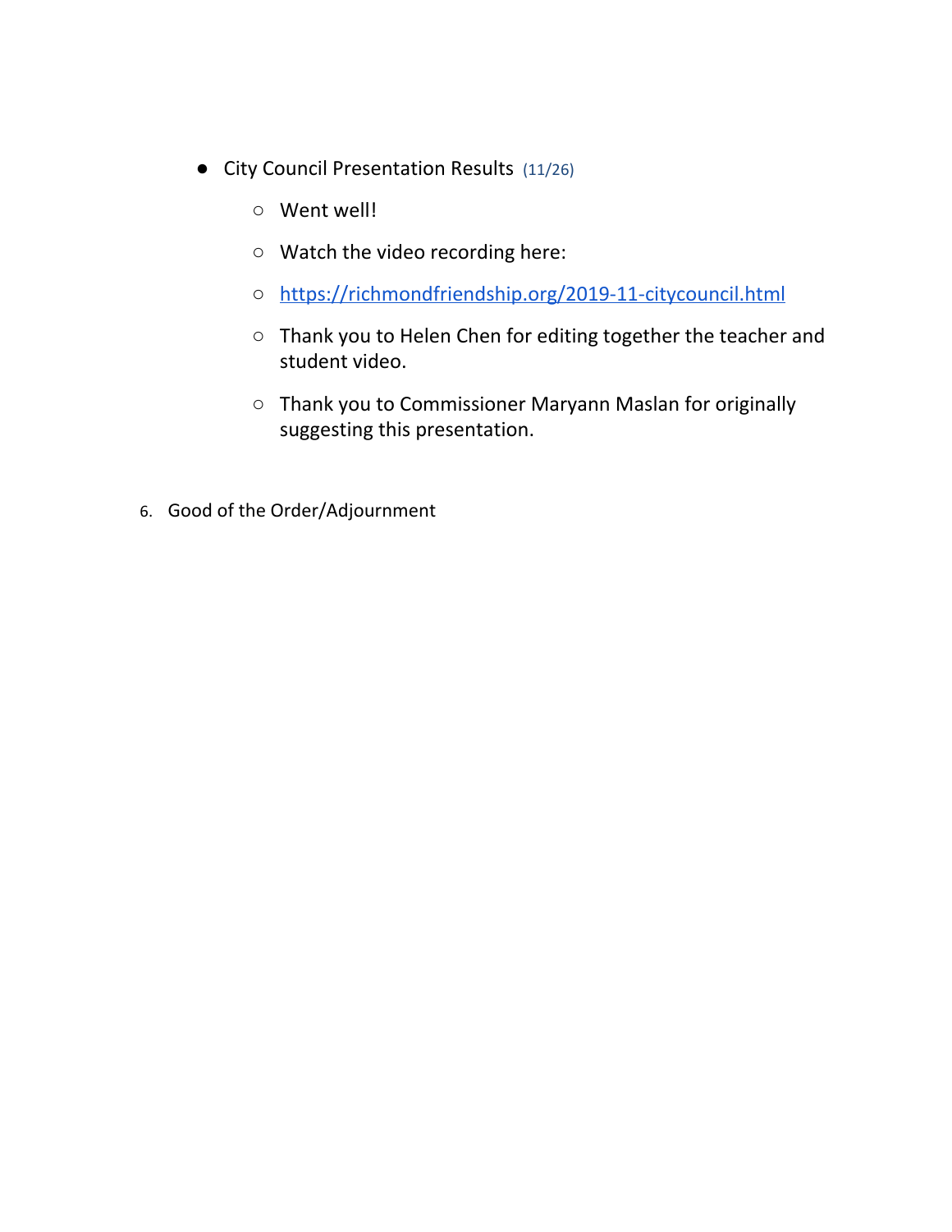- City Council Presentation Results (11/26)
  - Went well!
  - Watch the video recording here:
  - https://richmondfriendship.org/2019-11-citycouncil.html
  - Thank you to Helen Chen for editing together the teacher and student video.
  - Thank you to Commissioner Maryann Maslan for originally suggesting this presentation.

6. Good of the Order/Adjournment